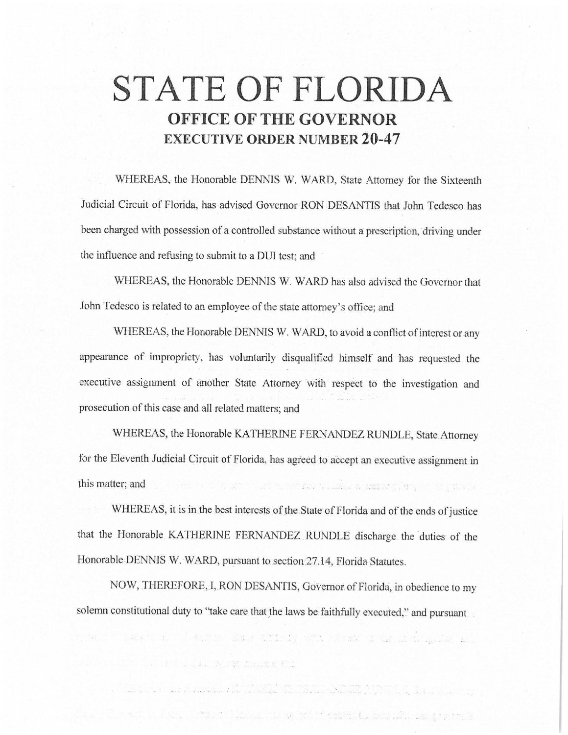# STATE OF FLORIDA

## OFFICE OF THE GOVERNOR

## EXECUTIVE ORDER NUMBER 20-47

WHEREAS, the Honorable DENNIS W. WARD, State Attorney for the Sixteenth Judicial Circuit of Florida, has advised Governor RON DESANTIS that John Tedesco has been charged with possession of a controlled substance without a prescription, driving under the influence and refusing to submit to a DUI test; and

WHEREAS, the Honorable DENNIS W. WARD has also advised the Governor that John Tedesco is related to an employee of the state attorney's office; and

WHEREAS, the Honorable DENNIS W. WARD, to avoid a conflict of interest or any appearance of impropriety, has voluntarily disqualified himself and has requested the executive assignment of another State Attorney with respect to the investigation and prosecution of this case and all related matters; and

WHEREAS, the Honorable KATHERINE FERNANDEZ RUNDLE, State Attorney for the Eleventh Judicial Circuit of Florida, has agreed to accept an executive assignment in this matter; and

WHEREAS, it is in the best interests of the State of Florida and of the ends of justice that the Honorable KATHERINE FERNANDEZ RUNDLE discharge the duties of the Honorable DENNIS W. WARD, pursuant to section 27.14, Florida Statutes.

NOW, THEREFORE, I, RON DESANTIS, Governor of Florida, in obedience to my solemn constitutional duty to "take care that the laws be faithfully executed," and pursuant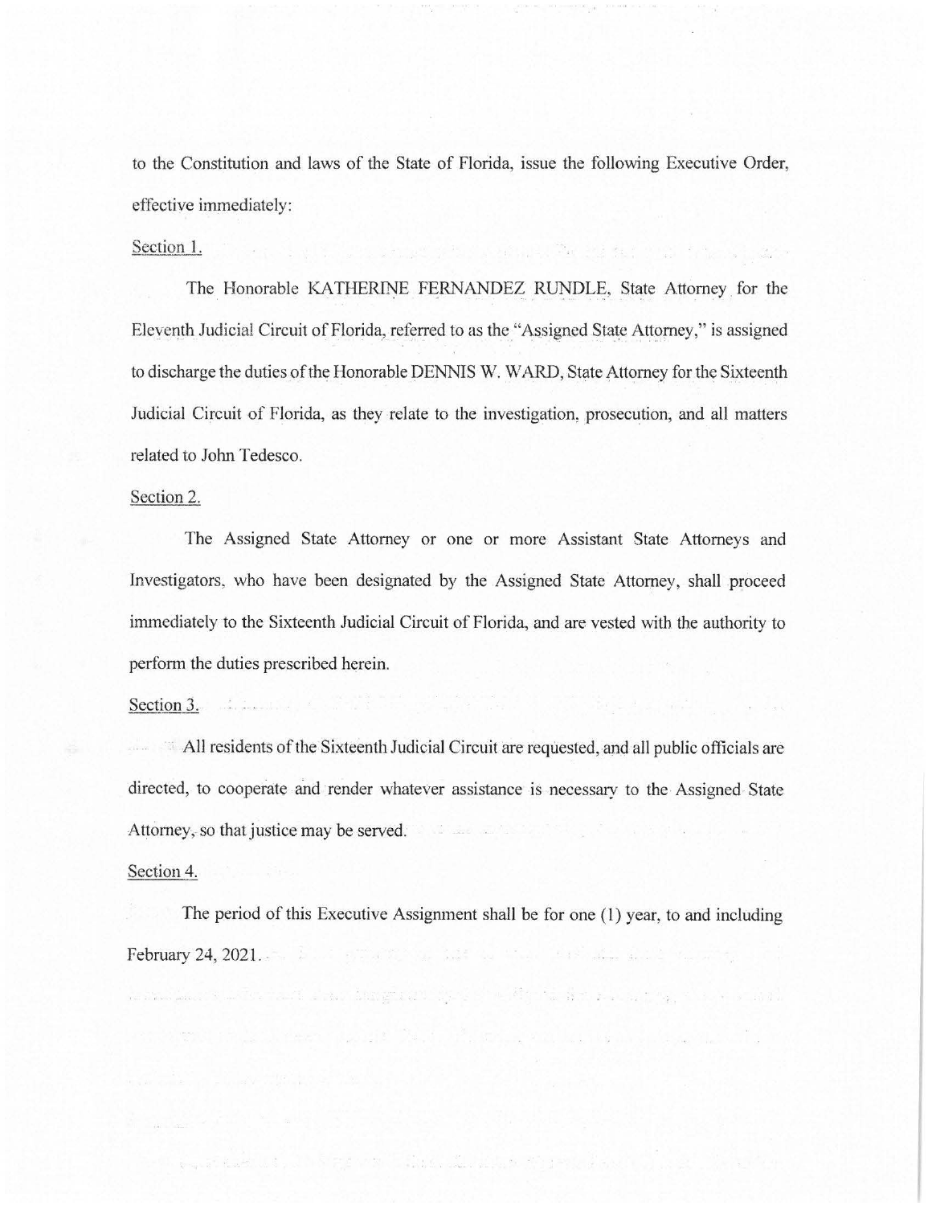to the Constitution and laws of the State of Florida, issue the following Executive Order, effective immediately:

Section 1.

The Honorable KATHERINE FERNANDEZ RUNDLE, State Attorney for the Eleventh Judicial Circuit of Florida, referred to as the "Assigned State Attorney," is assigned to discharge the duties of the Honorable DENNIS W. WARD, State Attorney for the Sixteenth Judicial Circuit of Florida, as they relate to the investigation, prosecution, and all matters related to John Tedesco.

Section 2.

The Assigned State Attorney or one or more Assistant State Attorneys and Investigators, who have been designated by the Assigned State Attorney, shall proceed immediately to the Sixteenth Judicial Circuit of Florida, and are vested with the authority to perform the duties prescribed herein.

Section 3.

All residents of the Sixteenth Judicial Circuit are requested, and all public officials are directed, to cooperate and render whatever assistance is necessary to the Assigned State Attorney, so that justice may be served.

Section 4.

The period of this Executive Assignment shall be for one (1) year, to and including February 24, 2021.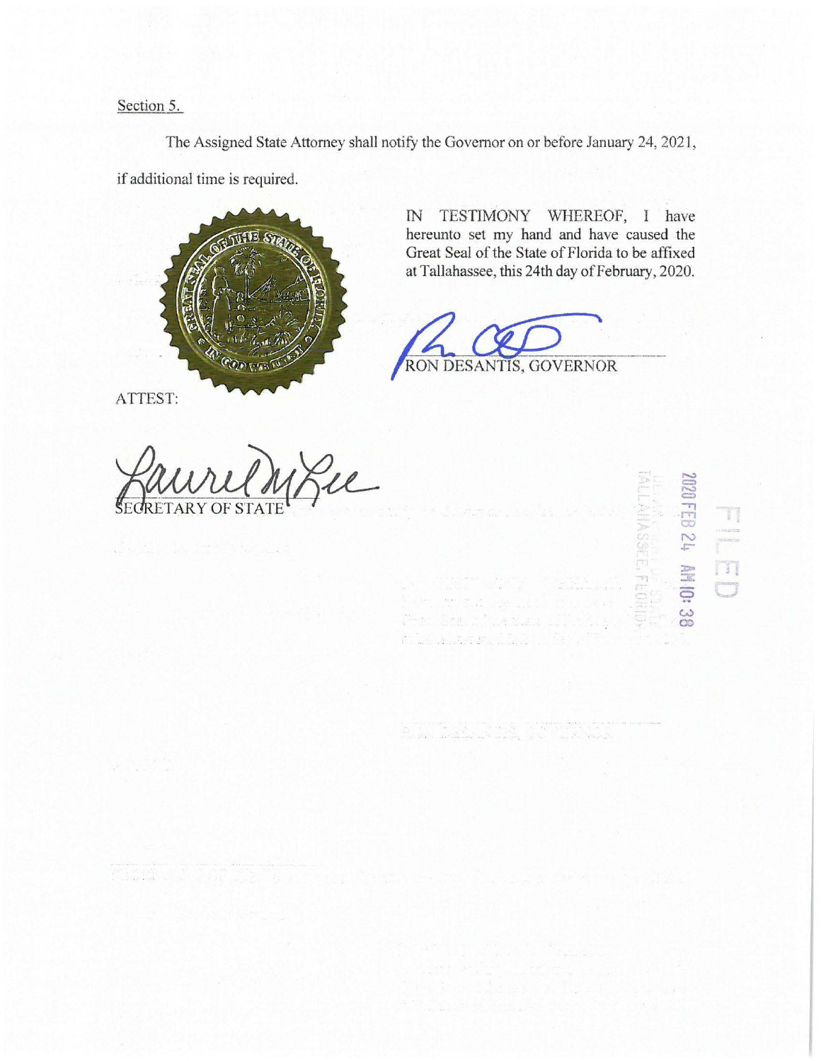Section 5.

The Assigned State Attorney shall notify the Governor on or before January 24, 2021, if additional time is required.

IN TESTIMONY WHEREOF, I have hereunto set my hand and have caused the Great Seal of the State of Florida to be affixed at Tallahassee, this 24th day of February, 2020.

RON DESANTIS, GOVERNOR

ATTEST:

SECRETARY OF STATE

FILED

2020 FEB 24 AM 10: 38

TALLAHASSEE, FLORIDA